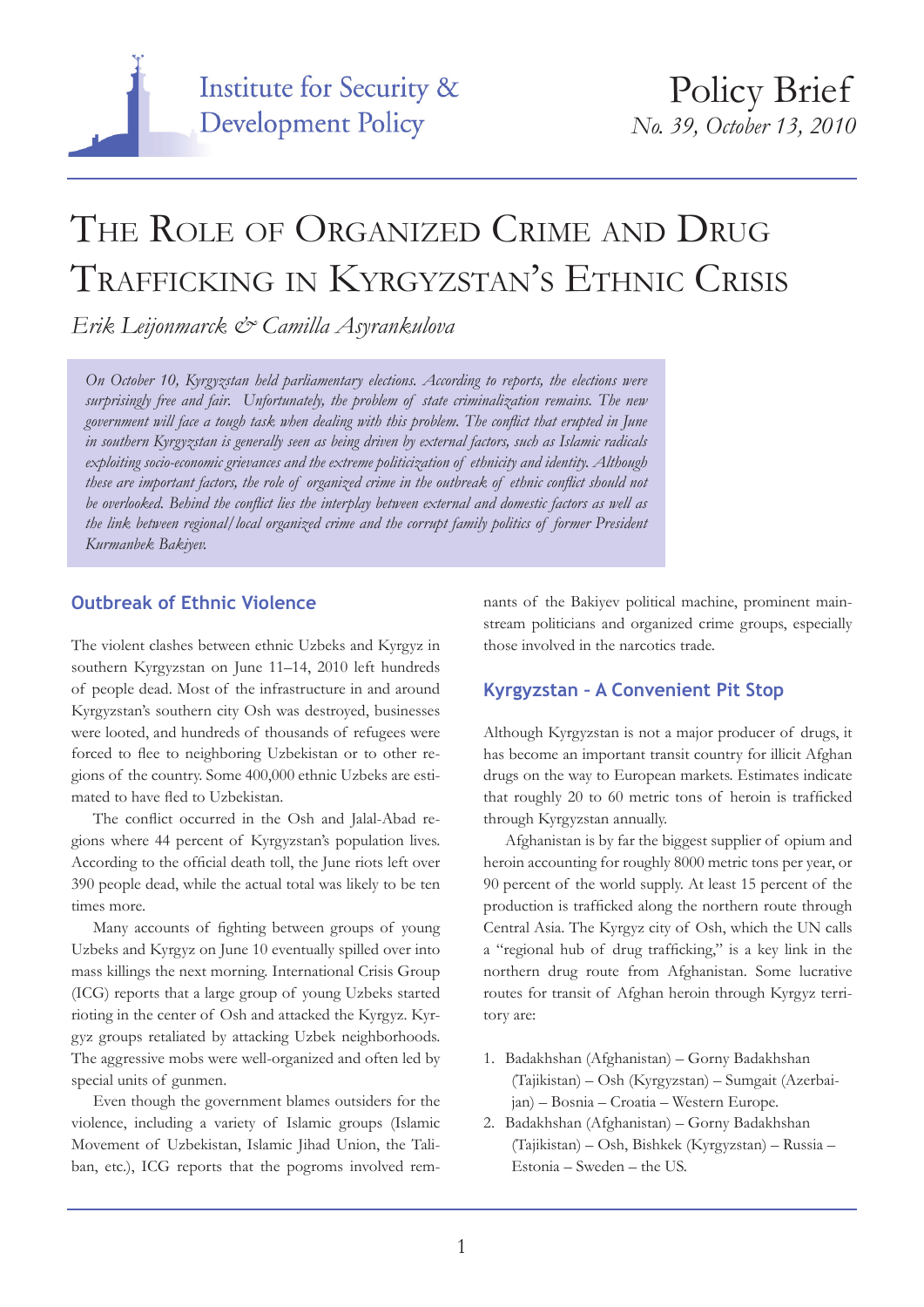Institute for Security & Development Policy

Policy Brief
*No. 39, October 13, 2010*

# The Role of Organized Crime and Drug Trafficking in Kyrgyzstan's Ethnic Crisis

*Erik Leijonmarck & Camilla Asyrankulova*

*On October 10, Kyrgyzstan held parliamentary elections. According to reports, the elections were surprisingly free and fair. Unfortunately, the problem of state criminalization remains. The new government will face a tough task when dealing with this problem. The conflict that erupted in June in southern Kyrgyzstan is generally seen as being driven by external factors, such as Islamic radicals exploiting socio-economic grievances and the extreme politicization of ethnicity and identity. Although these are important factors, the role of organized crime in the outbreak of ethnic conflict should not be overlooked. Behind the conflict lies the interplay between external and domestic factors as well as the link between regional/local organized crime and the corrupt family politics of former President Kurmanbek Bakiyev.*

## Outbreak of Ethnic Violence

The violent clashes between ethnic Uzbeks and Kyrgyz in southern Kyrgyzstan on June 11–14, 2010 left hundreds of people dead. Most of the infrastructure in and around Kyrgyzstan's southern city Osh was destroyed, businesses were looted, and hundreds of thousands of refugees were forced to flee to neighboring Uzbekistan or to other regions of the country. Some 400,000 ethnic Uzbeks are estimated to have fled to Uzbekistan.

The conflict occurred in the Osh and Jalal-Abad regions where 44 percent of Kyrgyzstan's population lives. According to the official death toll, the June riots left over 390 people dead, while the actual total was likely to be ten times more.

Many accounts of fighting between groups of young Uzbeks and Kyrgyz on June 10 eventually spilled over into mass killings the next morning. International Crisis Group (ICG) reports that a large group of young Uzbeks started rioting in the center of Osh and attacked the Kyrgyz. Kyrgyz groups retaliated by attacking Uzbek neighborhoods. The aggressive mobs were well-organized and often led by special units of gunmen.

Even though the government blames outsiders for the violence, including a variety of Islamic groups (Islamic Movement of Uzbekistan, Islamic Jihad Union, the Taliban, etc.), ICG reports that the pogroms involved remnants of the Bakiyev political machine, prominent mainstream politicians and organized crime groups, especially those involved in the narcotics trade.

## Kyrgyzstan – A Convenient Pit Stop

Although Kyrgyzstan is not a major producer of drugs, it has become an important transit country for illicit Afghan drugs on the way to European markets. Estimates indicate that roughly 20 to 60 metric tons of heroin is trafficked through Kyrgyzstan annually.

Afghanistan is by far the biggest supplier of opium and heroin accounting for roughly 8000 metric tons per year, or 90 percent of the world supply. At least 15 percent of the production is trafficked along the northern route through Central Asia. The Kyrgyz city of Osh, which the UN calls a "regional hub of drug trafficking," is a key link in the northern drug route from Afghanistan. Some lucrative routes for transit of Afghan heroin through Kyrgyz territory are:

1. Badakhshan (Afghanistan) – Gorny Badakhshan (Tajikistan) – Osh (Kyrgyzstan) – Sumgait (Azerbaijan) – Bosnia – Croatia – Western Europe.
2. Badakhshan (Afghanistan) – Gorny Badakhshan (Tajikistan) – Osh, Bishkek (Kyrgyzstan) – Russia – Estonia – Sweden – the US.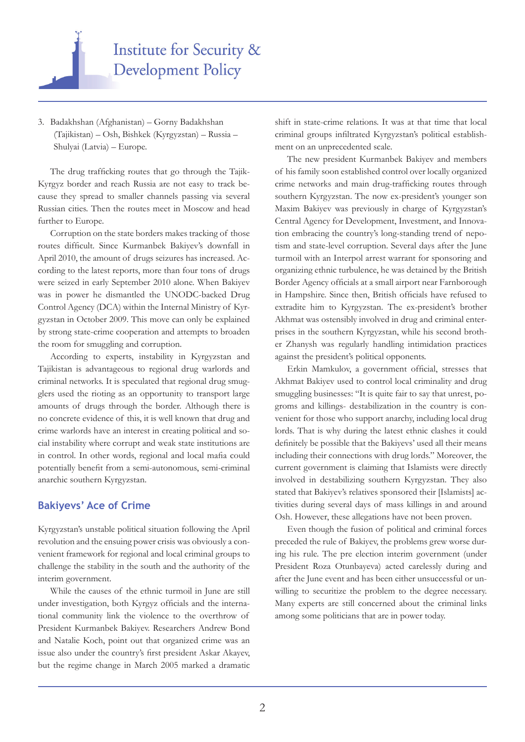3. Badakhshan (Afghanistan) – Gorny Badakhshan (Tajikistan) – Osh, Bishkek (Kyrgyzstan) – Russia – Shulyai (Latvia) – Europe.

The drug trafficking routes that go through the Tajik-Kyrgyz border and reach Russia are not easy to track because they spread to smaller channels passing via several Russian cities. Then the routes meet in Moscow and head further to Europe.

Corruption on the state borders makes tracking of those routes difficult. Since Kurmanbek Bakiyev's downfall in April 2010, the amount of drugs seizures has increased. According to the latest reports, more than four tons of drugs were seized in early September 2010 alone. When Bakiyev was in power he dismantled the UNODC-backed Drug Control Agency (DCA) within the Internal Ministry of Kyrgyzstan in October 2009. This move can only be explained by strong state-crime cooperation and attempts to broaden the room for smuggling and corruption.

According to experts, instability in Kyrgyzstan and Tajikistan is advantageous to regional drug warlords and criminal networks. It is speculated that regional drug smugglers used the rioting as an opportunity to transport large amounts of drugs through the border. Although there is no concrete evidence of this, it is well known that drug and crime warlords have an interest in creating political and social instability where corrupt and weak state institutions are in control. In other words, regional and local mafia could potentially benefit from a semi-autonomous, semi-criminal anarchic southern Kyrgyzstan.

## Bakiyevs' Ace of Crime

Kyrgyzstan's unstable political situation following the April revolution and the ensuing power crisis was obviously a convenient framework for regional and local criminal groups to challenge the stability in the south and the authority of the interim government.

While the causes of the ethnic turmoil in June are still under investigation, both Kyrgyz officials and the international community link the violence to the overthrow of President Kurmanbek Bakiyev. Researchers Andrew Bond and Natalie Koch, point out that organized crime was an issue also under the country's first president Askar Akayev, but the regime change in March 2005 marked a dramatic shift in state-crime relations. It was at that time that local criminal groups infiltrated Kyrgyzstan's political establishment on an unprecedented scale.

The new president Kurmanbek Bakiyev and members of his family soon established control over locally organized crime networks and main drug-trafficking routes through southern Kyrgyzstan. The now ex-president's younger son Maxim Bakiyev was previously in charge of Kyrgyzstan's Central Agency for Development, Investment, and Innovation embracing the country's long-standing trend of nepotism and state-level corruption. Several days after the June turmoil with an Interpol arrest warrant for sponsoring and organizing ethnic turbulence, he was detained by the British Border Agency officials at a small airport near Farnborough in Hampshire. Since then, British officials have refused to extradite him to Kyrgyzstan. The ex-president's brother Akhmat was ostensibly involved in drug and criminal enterprises in the southern Kyrgyzstan, while his second brother Zhanysh was regularly handling intimidation practices against the president's political opponents.

Erkin Mamkulov, a government official, stresses that Akhmat Bakiyev used to control local criminality and drug smuggling businesses: "It is quite fair to say that unrest, pogroms and killings- destabilization in the country is convenient for those who support anarchy, including local drug lords. That is why during the latest ethnic clashes it could definitely be possible that the Bakiyevs' used all their means including their connections with drug lords." Moreover, the current government is claiming that Islamists were directly involved in destabilizing southern Kyrgyzstan. They also stated that Bakiyev's relatives sponsored their [Islamists] activities during several days of mass killings in and around Osh. However, these allegations have not been proven.

Even though the fusion of political and criminal forces preceded the rule of Bakiyev, the problems grew worse during his rule. The pre election interim government (under President Roza Otunbayeva) acted carelessly during and after the June event and has been either unsuccessful or unwilling to securitize the problem to the degree necessary. Many experts are still concerned about the criminal links among some politicians that are in power today.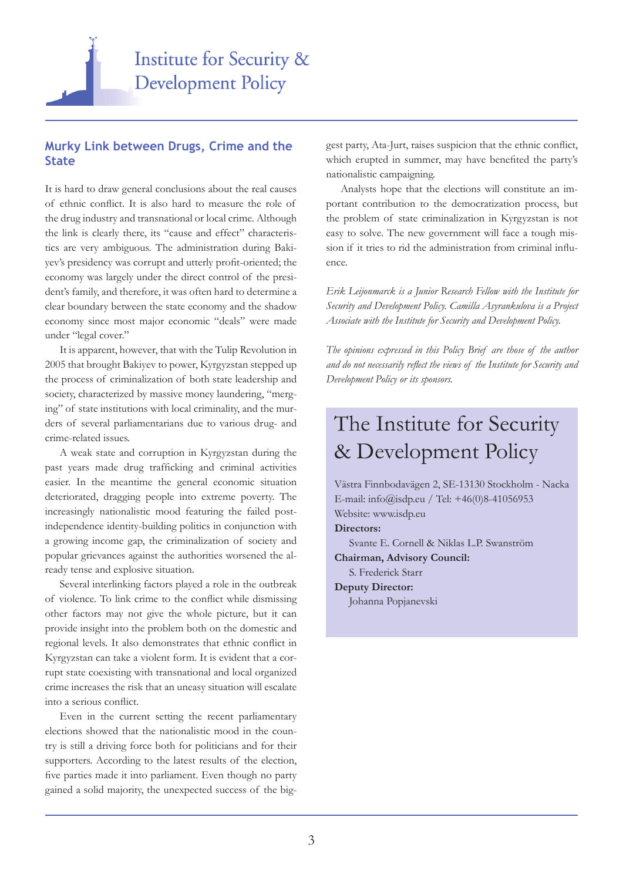Institute for Security & Development Policy

## Murky Link between Drugs, Crime and the State

It is hard to draw general conclusions about the real causes of ethnic conflict. It is also hard to measure the role of the drug industry and transnational or local crime. Although the link is clearly there, its "cause and effect" characteristics are very ambiguous. The administration during Bakiyev's presidency was corrupt and utterly profit-oriented; the economy was largely under the direct control of the president's family, and therefore, it was often hard to determine a clear boundary between the state economy and the shadow economy since most major economic "deals" were made under "legal cover."

It is apparent, however, that with the Tulip Revolution in 2005 that brought Bakiyev to power, Kyrgyzstan stepped up the process of criminalization of both state leadership and society, characterized by massive money laundering, "merging" of state institutions with local criminality, and the murders of several parliamentarians due to various drug- and crime-related issues.

A weak state and corruption in Kyrgyzstan during the past years made drug trafficking and criminal activities easier. In the meantime the general economic situation deteriorated, dragging people into extreme poverty. The increasingly nationalistic mood featuring the failed post-independence identity-building politics in conjunction with a growing income gap, the criminalization of society and popular grievances against the authorities worsened the already tense and explosive situation.

Several interlinking factors played a role in the outbreak of violence. To link crime to the conflict while dismissing other factors may not give the whole picture, but it can provide insight into the problem both on the domestic and regional levels. It also demonstrates that ethnic conflict in Kyrgyzstan can take a violent form. It is evident that a corrupt state coexisting with transnational and local organized crime increases the risk that an uneasy situation will escalate into a serious conflict.

Even in the current setting the recent parliamentary elections showed that the nationalistic mood in the country is still a driving force both for politicians and for their supporters. According to the latest results of the election, five parties made it into parliament. Even though no party gained a solid majority, the unexpected success of the biggest party, Ata-Jurt, raises suspicion that the ethnic conflict, which erupted in summer, may have benefited the party's nationalistic campaigning.

Analysts hope that the elections will constitute an important contribution to the democratization process, but the problem of state criminalization in Kyrgyzstan is not easy to solve. The new government will face a tough mission if it tries to rid the administration from criminal influence.

*Erik Leijonmarck is a Junior Research Fellow with the Institute for Security and Development Policy. Camilla Asyrankulova is a Project Associate with the Institute for Security and Development Policy.*

*The opinions expressed in this Policy Brief are those of the author and do not necessarily reflect the views of the Institute for Security and Development Policy or its sponsors.*

## The Institute for Security & Development Policy

Västra Finnbodavägen 2, SE-13130 Stockholm - Nacka
E-mail: info@isdp.eu / Tel: +46(0)8-41056953
Website: www.isdp.eu

**Directors:**
Svante E. Cornell & Niklas L.P. Swanström

**Chairman, Advisory Council:**
S. Frederick Starr

**Deputy Director:**
Johanna Popjanevski